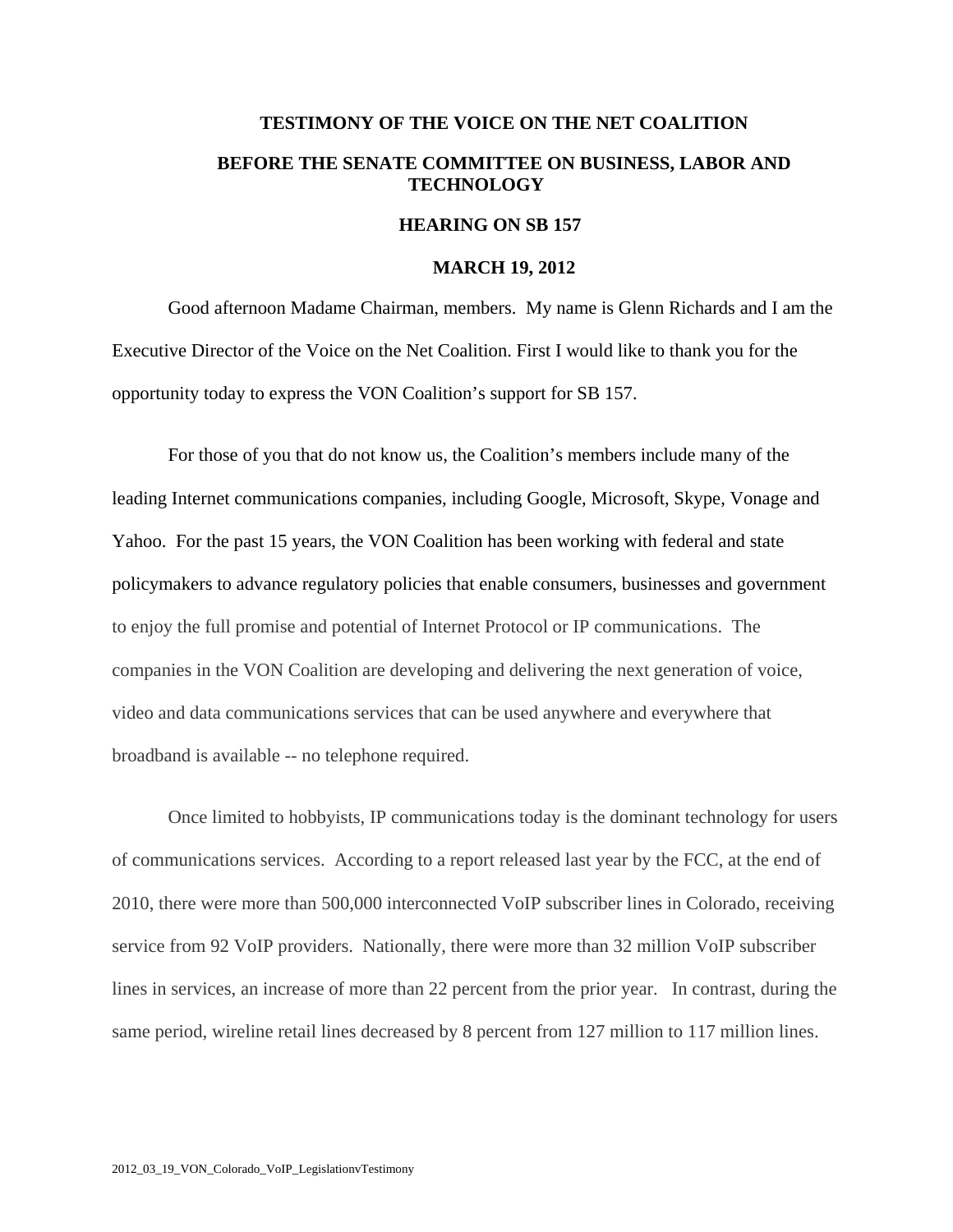# TESTIMONY OF THE VOICE ON THE NET COALITION

## BEFORE THE SENATE COMMITTEE ON BUSINESS, LABOR AND TECHNOLOGY

## HEARING ON SB 157

## MARCH 19, 2012

Good afternoon Madame Chairman, members. My name is Glenn Richards and I am the Executive Director of the Voice on the Net Coalition. First I would like to thank you for the opportunity today to express the VON Coalition's support for SB 157.

For those of you that do not know us, the Coalition's members include many of the leading Internet communications companies, including Google, Microsoft, Skype, Vonage and Yahoo. For the past 15 years, the VON Coalition has been working with federal and state policymakers to advance regulatory policies that enable consumers, businesses and government to enjoy the full promise and potential of Internet Protocol or IP communications. The companies in the VON Coalition are developing and delivering the next generation of voice, video and data communications services that can be used anywhere and everywhere that broadband is available -- no telephone required.

Once limited to hobbyists, IP communications today is the dominant technology for users of communications services. According to a report released last year by the FCC, at the end of 2010, there were more than 500,000 interconnected VoIP subscriber lines in Colorado, receiving service from 92 VoIP providers. Nationally, there were more than 32 million VoIP subscriber lines in services, an increase of more than 22 percent from the prior year. In contrast, during the same period, wireline retail lines decreased by 8 percent from 127 million to 117 million lines.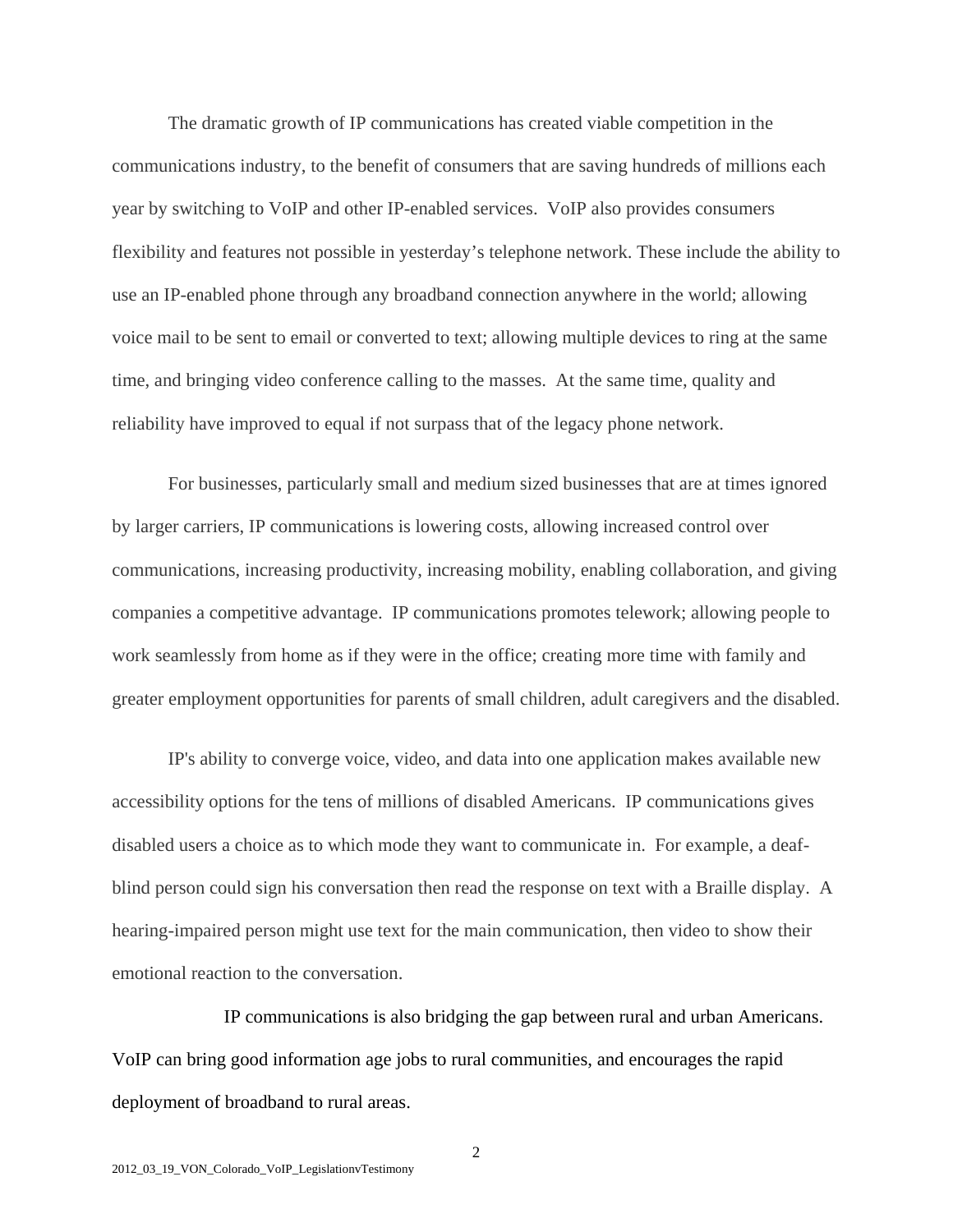The dramatic growth of IP communications has created viable competition in the communications industry, to the benefit of consumers that are saving hundreds of millions each year by switching to VoIP and other IP-enabled services. VoIP also provides consumers flexibility and features not possible in yesterday's telephone network. These include the ability to use an IP-enabled phone through any broadband connection anywhere in the world; allowing voice mail to be sent to email or converted to text; allowing multiple devices to ring at the same time, and bringing video conference calling to the masses. At the same time, quality and reliability have improved to equal if not surpass that of the legacy phone network.

For businesses, particularly small and medium sized businesses that are at times ignored by larger carriers, IP communications is lowering costs, allowing increased control over communications, increasing productivity, increasing mobility, enabling collaboration, and giving companies a competitive advantage. IP communications promotes telework; allowing people to work seamlessly from home as if they were in the office; creating more time with family and greater employment opportunities for parents of small children, adult caregivers and the disabled.

IP's ability to converge voice, video, and data into one application makes available new accessibility options for the tens of millions of disabled Americans. IP communications gives disabled users a choice as to which mode they want to communicate in. For example, a deaf-blind person could sign his conversation then read the response on text with a Braille display. A hearing-impaired person might use text for the main communication, then video to show their emotional reaction to the conversation.

IP communications is also bridging the gap between rural and urban Americans. VoIP can bring good information age jobs to rural communities, and encourages the rapid deployment of broadband to rural areas.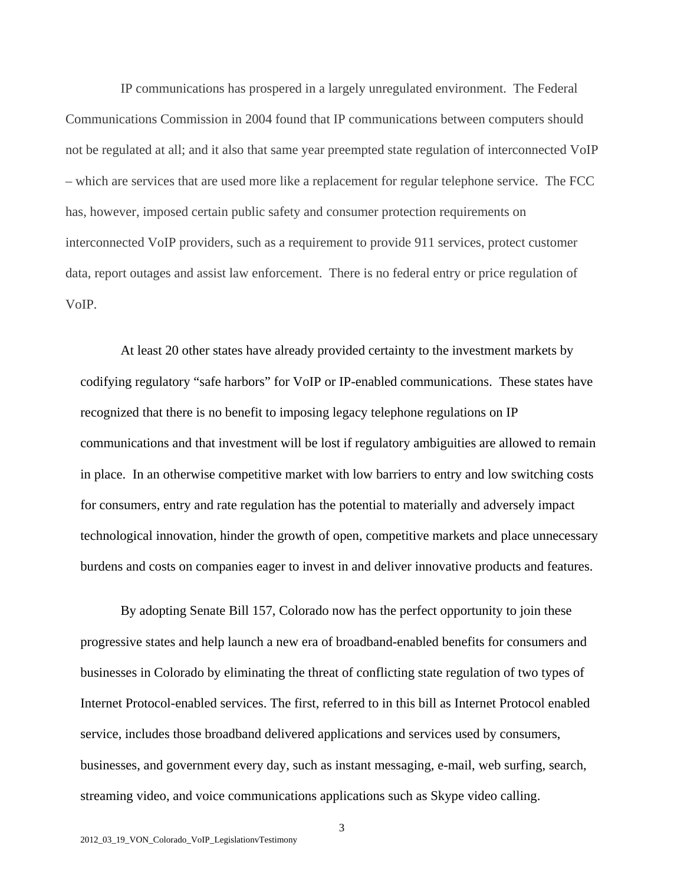IP communications has prospered in a largely unregulated environment. The Federal Communications Commission in 2004 found that IP communications between computers should not be regulated at all; and it also that same year preempted state regulation of interconnected VoIP – which are services that are used more like a replacement for regular telephone service. The FCC has, however, imposed certain public safety and consumer protection requirements on interconnected VoIP providers, such as a requirement to provide 911 services, protect customer data, report outages and assist law enforcement. There is no federal entry or price regulation of VoIP.

At least 20 other states have already provided certainty to the investment markets by codifying regulatory "safe harbors" for VoIP or IP-enabled communications. These states have recognized that there is no benefit to imposing legacy telephone regulations on IP communications and that investment will be lost if regulatory ambiguities are allowed to remain in place. In an otherwise competitive market with low barriers to entry and low switching costs for consumers, entry and rate regulation has the potential to materially and adversely impact technological innovation, hinder the growth of open, competitive markets and place unnecessary burdens and costs on companies eager to invest in and deliver innovative products and features.

By adopting Senate Bill 157, Colorado now has the perfect opportunity to join these progressive states and help launch a new era of broadband-enabled benefits for consumers and businesses in Colorado by eliminating the threat of conflicting state regulation of two types of Internet Protocol-enabled services. The first, referred to in this bill as Internet Protocol enabled service, includes those broadband delivered applications and services used by consumers, businesses, and government every day, such as instant messaging, e-mail, web surfing, search, streaming video, and voice communications applications such as Skype video calling.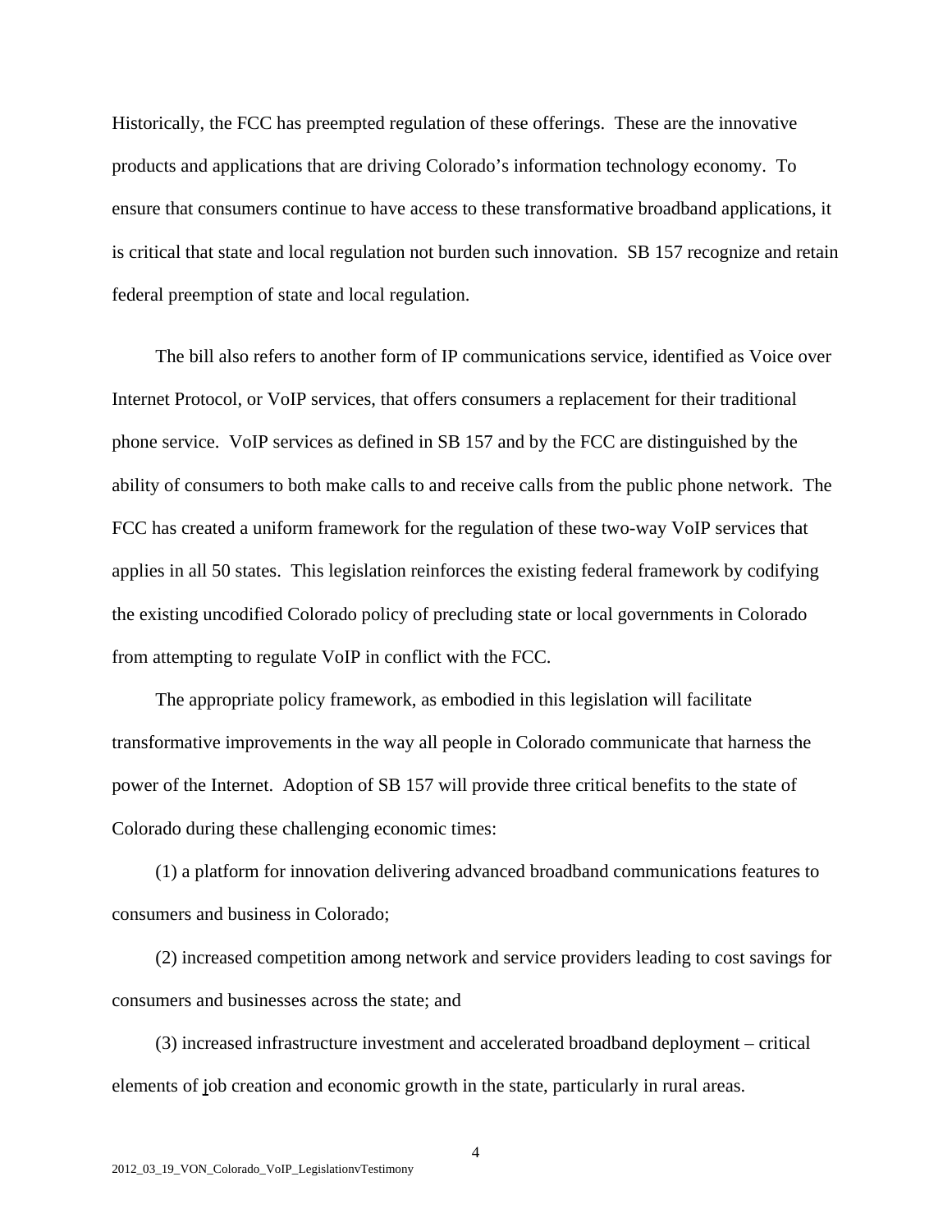Historically, the FCC has preempted regulation of these offerings. These are the innovative products and applications that are driving Colorado's information technology economy. To ensure that consumers continue to have access to these transformative broadband applications, it is critical that state and local regulation not burden such innovation. SB 157 recognize and retain federal preemption of state and local regulation.

The bill also refers to another form of IP communications service, identified as Voice over Internet Protocol, or VoIP services, that offers consumers a replacement for their traditional phone service. VoIP services as defined in SB 157 and by the FCC are distinguished by the ability of consumers to both make calls to and receive calls from the public phone network. The FCC has created a uniform framework for the regulation of these two-way VoIP services that applies in all 50 states. This legislation reinforces the existing federal framework by codifying the existing uncodified Colorado policy of precluding state or local governments in Colorado from attempting to regulate VoIP in conflict with the FCC.

The appropriate policy framework, as embodied in this legislation will facilitate transformative improvements in the way all people in Colorado communicate that harness the power of the Internet. Adoption of SB 157 will provide three critical benefits to the state of Colorado during these challenging economic times:

(1) a platform for innovation delivering advanced broadband communications features to consumers and business in Colorado;

(2) increased competition among network and service providers leading to cost savings for consumers and businesses across the state; and

(3) increased infrastructure investment and accelerated broadband deployment – critical elements of job creation and economic growth in the state, particularly in rural areas.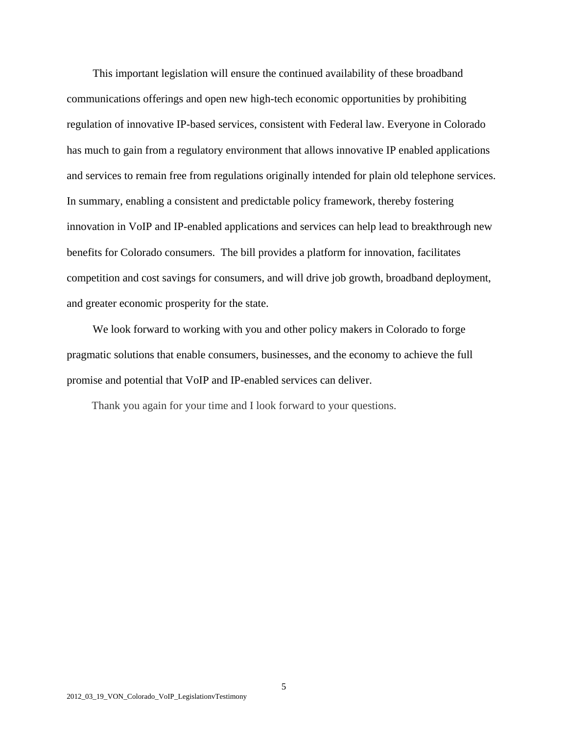This important legislation will ensure the continued availability of these broadband communications offerings and open new high-tech economic opportunities by prohibiting regulation of innovative IP-based services, consistent with Federal law. Everyone in Colorado has much to gain from a regulatory environment that allows innovative IP enabled applications and services to remain free from regulations originally intended for plain old telephone services. In summary, enabling a consistent and predictable policy framework, thereby fostering innovation in VoIP and IP-enabled applications and services can help lead to breakthrough new benefits for Colorado consumers. The bill provides a platform for innovation, facilitates competition and cost savings for consumers, and will drive job growth, broadband deployment, and greater economic prosperity for the state.

We look forward to working with you and other policy makers in Colorado to forge pragmatic solutions that enable consumers, businesses, and the economy to achieve the full promise and potential that VoIP and IP-enabled services can deliver.

Thank you again for your time and I look forward to your questions.